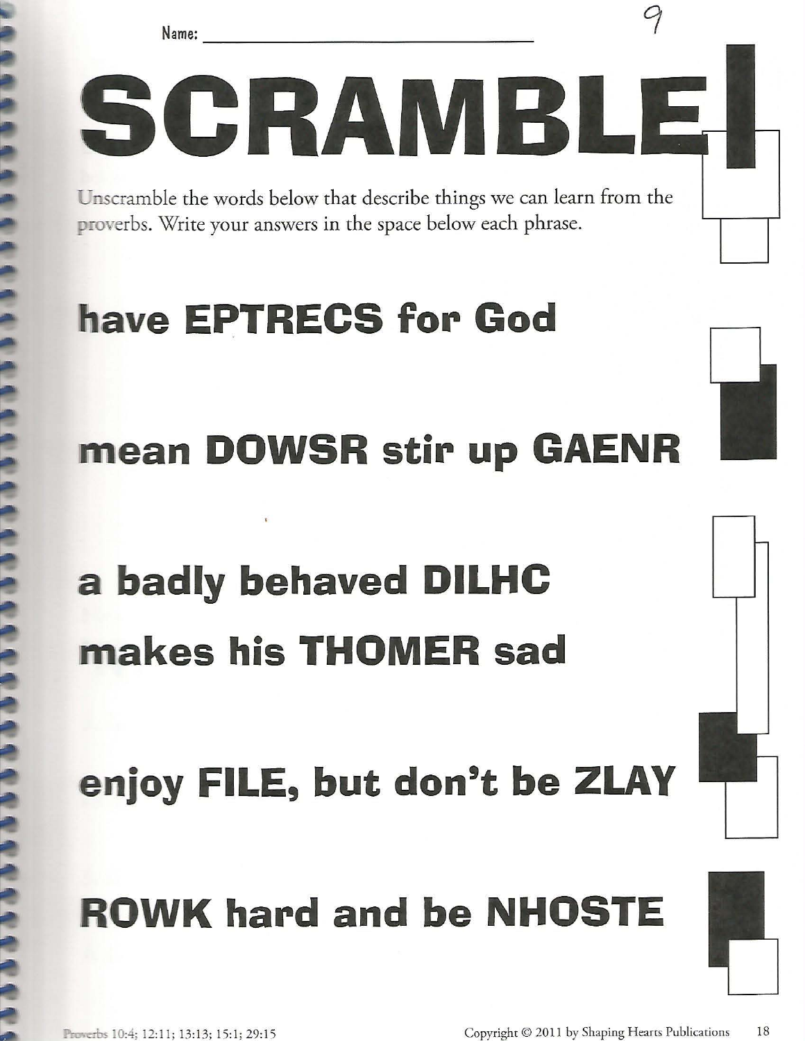Name: ______________________________

9

# SCRAMBLE

Unscramble the words below that describe things we can learn from the proverbs. Write your answers in the space below each phrase.

## have EPTRECS for God

## mean DOWSR stir up GAENR

## a badly behaved DILHC makes his THOMER sad

## enjoy FILE, but don't be ZLAY

## ROWK hard and be NHOSTE

Proverbs 10:4; 12:11; 13:13; 15:1; 29:15

Copyright © 2011 by Shaping Hearts Publications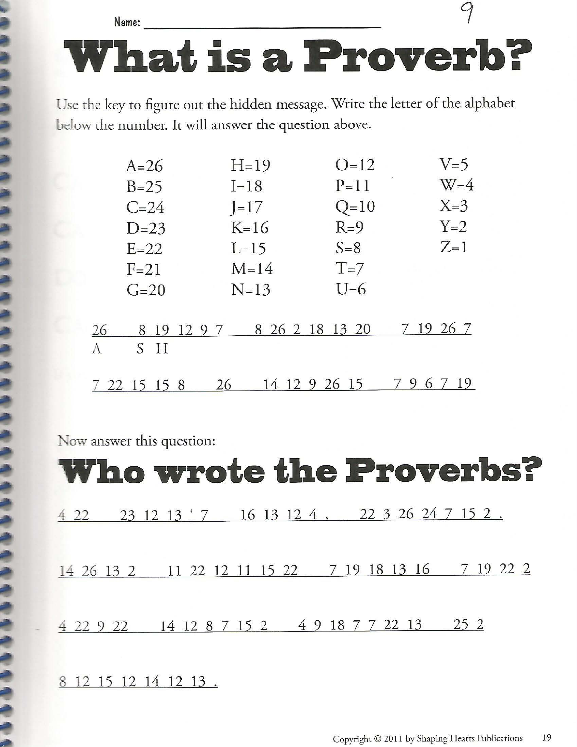Name: ______________________ 9

# What is a Proverb?

Use the key to figure out the hidden message. Write the letter of the alphabet below the number. It will answer the question above.

| | | | |
|---|---|---|---|
| A=26 | H=19 | O=12 | V=5 |
| B=25 | I=18 | P=11 | W=4 |
| C=24 | J=17 | Q=10 | X=3 |
| D=23 | K=16 | R=9 | Y=2 |
| E=22 | L=15 | S=8 | Z=1 |
| F=21 | M=14 | T=7 | |
| G=20 | N=13 | U=6 | |

26 8 19 12 9 7 8 26 2 18 13 20 7 19 26 7
A S H

7 22 15 15 8 26 14 12 9 26 15 7 9 6 7 19

Now answer this question:

# Who wrote the Proverbs?

4 22 23 12 13 ' 7 16 13 12 4 , 22 3 26 24 7 15 2 .

14 26 13 2 11 22 12 11 15 22 7 19 18 13 16 7 19 22 2

4 22 9 22 14 12 8 7 15 2 4 9 18 7 7 22 13 25 2

8 12 15 12 14 12 13 .